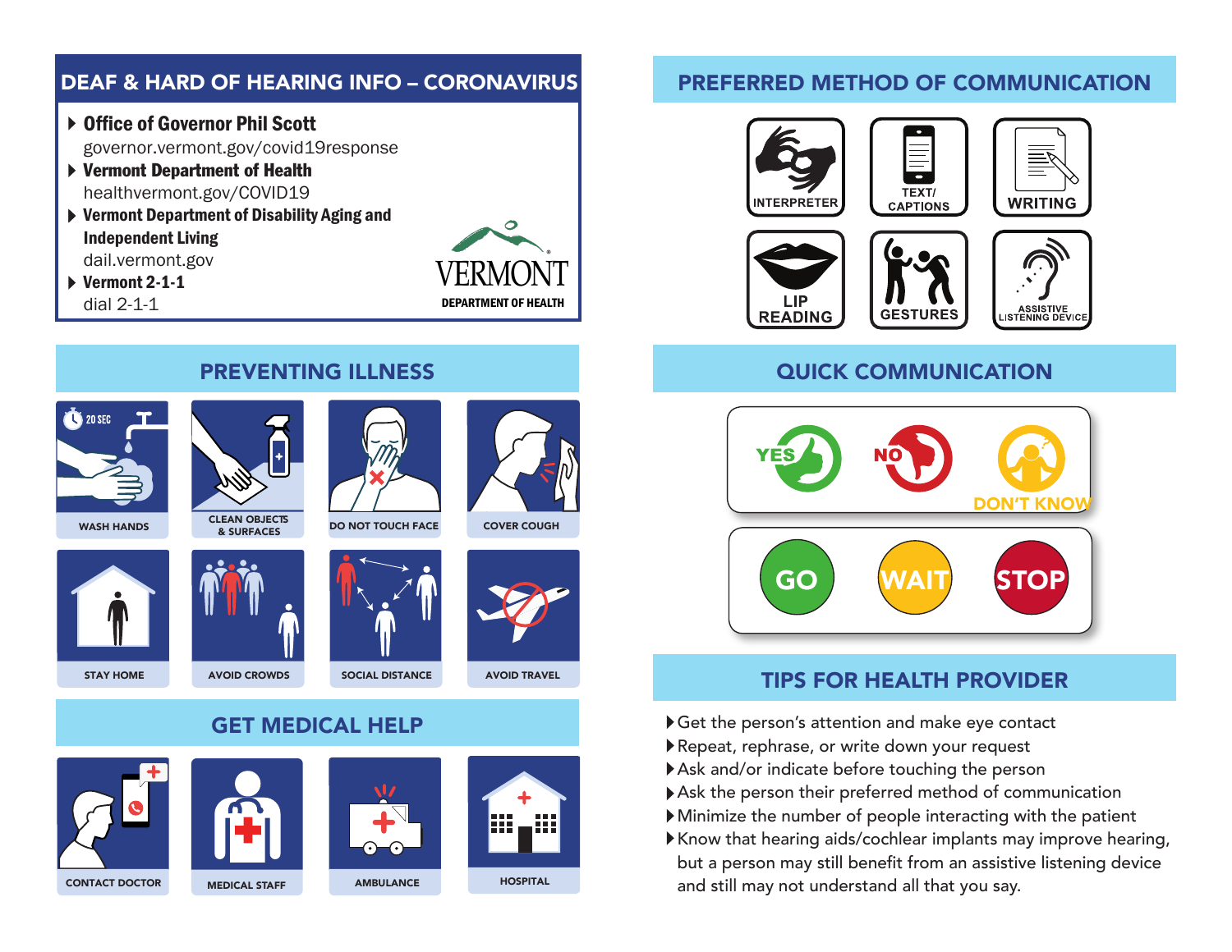## DEAF & HARD OF HEARING INFO – CORONAVIRUS

- **Office of Governor Phil Scott**
  governor.vermont.gov/covid19response
- **Vermont Department of Health**
  healthvermont.gov/COVID19
- **Vermont Department of Disability Aging and Independent Living**
  dail.vermont.gov
- **Vermont 2-1-1**
  dial 2-1-1

VERMONT
DEPARTMENT OF HEALTH

## PREVENTING ILLNESS

20 SEC

- WASH HANDS
- CLEAN OBJECTS & SURFACES
- DO NOT TOUCH FACE
- COVER COUGH
- STAY HOME
- AVOID CROWDS
- SOCIAL DISTANCE
- AVOID TRAVEL

## GET MEDICAL HELP

- CONTACT DOCTOR
- MEDICAL STAFF
- AMBULANCE
- HOSPITAL

## PREFERRED METHOD OF COMMUNICATION

- INTERPRETER
- TEXT/ CAPTIONS
- WRITING
- LIP READING
- GESTURES
- ASSISTIVE LISTENING DEVICE

## QUICK COMMUNICATION

- YES
- NO
- DON'T KNOW
- GO
- WAIT
- STOP

## TIPS FOR HEALTH PROVIDER

- Get the person's attention and make eye contact
- Repeat, rephrase, or write down your request
- Ask and/or indicate before touching the person
- Ask the person their preferred method of communication
- Minimize the number of people interacting with the patient
- Know that hearing aids/cochlear implants may improve hearing, but a person may still benefit from an assistive listening device and still may not understand all that you say.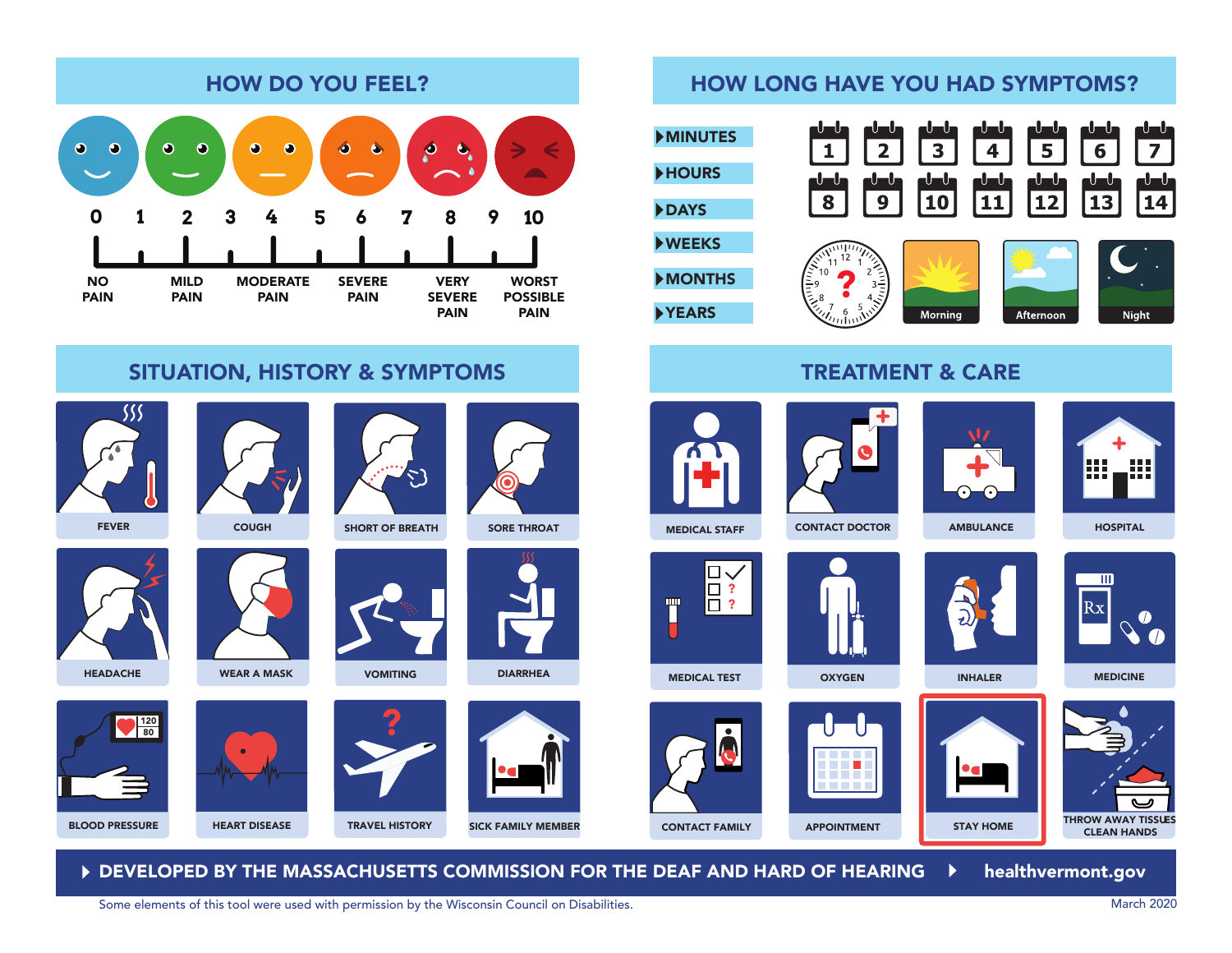## HOW DO YOU FEEL?

0 1 2 3 4 5 6 7 8 9 10

NO PAIN

MILD PAIN

MODERATE PAIN

SEVERE PAIN

VERY SEVERE PAIN

WORST POSSIBLE PAIN

## HOW LONG HAVE YOU HAD SYMPTOMS?

- MINUTES
- HOURS
- DAYS
- WEEKS
- MONTHS
- YEARS

1 2 3 4 5 6 7

8 9 10 11 12 13 14

Morning

Afternoon

Night

## SITUATION, HISTORY & SYMPTOMS

FEVER

COUGH

SHORT OF BREATH

SORE THROAT

HEADACHE

WEAR A MASK

VOMITING

DIARRHEA

BLOOD PRESSURE

HEART DISEASE

TRAVEL HISTORY

SICK FAMILY MEMBER

## TREATMENT & CARE

MEDICAL STAFF

CONTACT DOCTOR

AMBULANCE

HOSPITAL

MEDICAL TEST

OXYGEN

INHALER

MEDICINE

CONTACT FAMILY

APPOINTMENT

STAY HOME

THROW AWAY TISSUES CLEAN HANDS

**DEVELOPED BY THE MASSACHUSETTS COMMISSION FOR THE DEAF AND HARD OF HEARING** healthvermont.gov

Some elements of this tool were used with permission by the Wisconsin Council on Disabilities.

March 2020